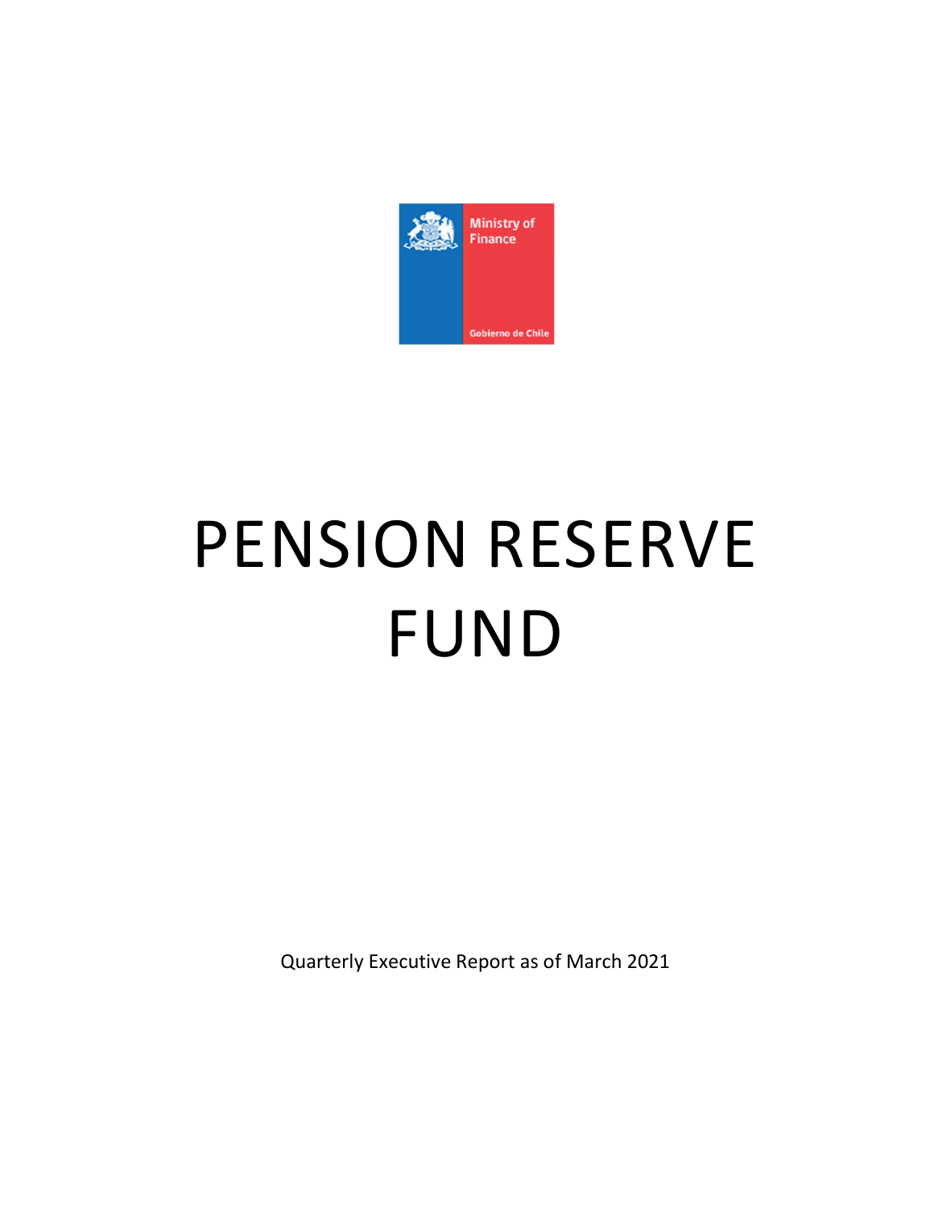Ministry of Finance

Gobierno de Chile

# PENSION RESERVE FUND

Quarterly Executive Report as of March 2021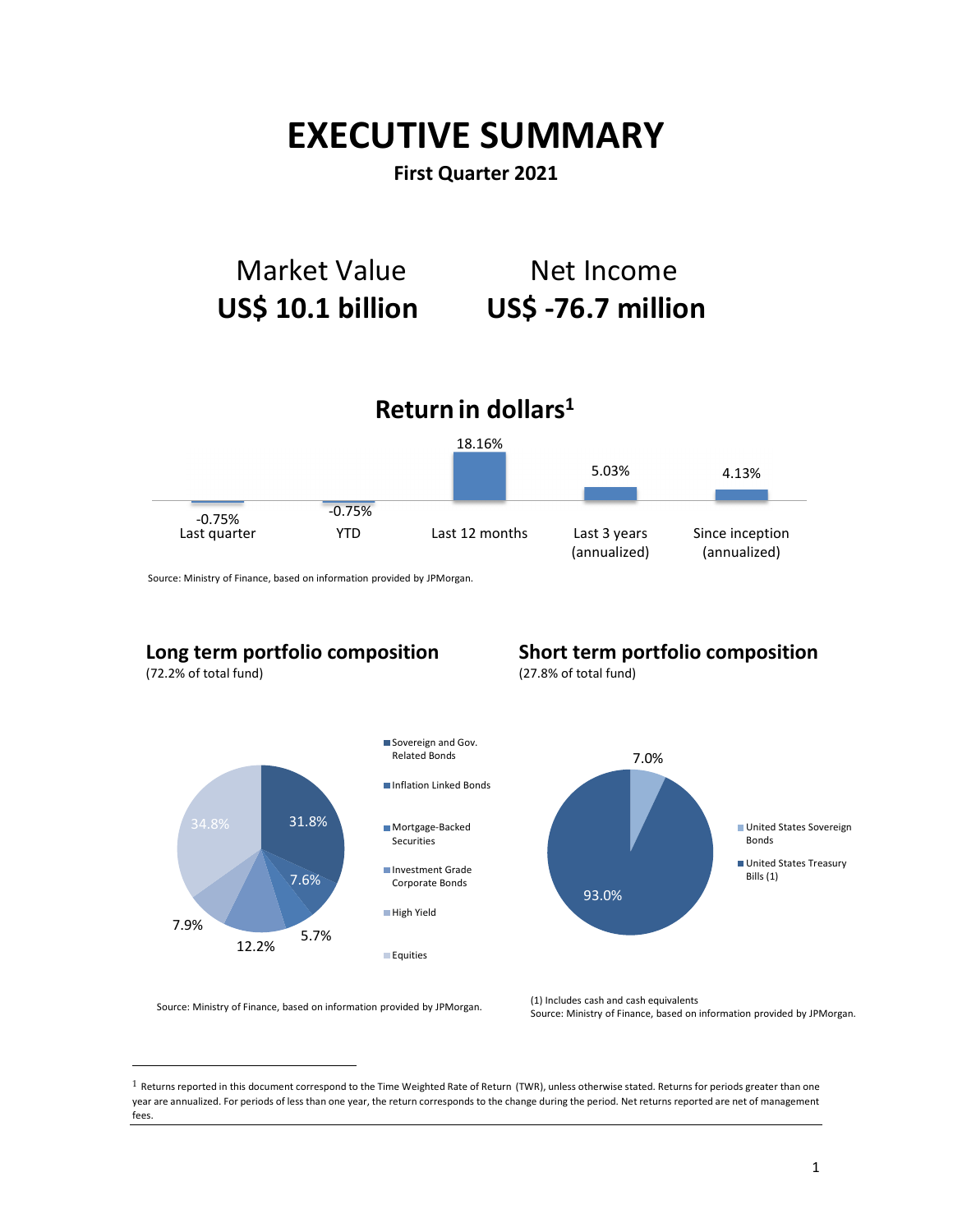# EXECUTIVE SUMMARY

**First Quarter 2021**

Market Value
**US$ 10.1 billion**

Net Income
**US$ -76.7 million**

## Return in dollars[1]

| Last quarter | YTD | Last 12 months | Last 3 years (annualized) | Since inception (annualized) |
|---|---|---|---|---|
| -0.75% | -0.75% | 18.16% | 5.03% | 4.13% |

Source: Ministry of Finance, based on information provided by JPMorgan.

### Long term portfolio composition

(72.2% of total fund)

| Asset class | Share |
|---|---|
| Sovereign and Gov. Related Bonds | 31.8% |
| Inflation Linked Bonds | 7.6% |
| Mortgage-Backed Securities | 5.7% |
| Investment Grade Corporate Bonds | 12.2% |
| High Yield | 7.9% |
| Equities | 34.8% |

Source: Ministry of Finance, based on information provided by JPMorgan.

### Short term portfolio composition

(27.8% of total fund)

| Asset class | Share |
|---|---|
| United States Sovereign Bonds | 7.0% |
| United States Treasury Bills (1) | 93.0% |

(1) Includes cash and cash equivalents
Source: Ministry of Finance, based on information provided by JPMorgan.

[1] Returns reported in this document correspond to the Time Weighted Rate of Return (TWR), unless otherwise stated. Returns for periods greater than one year are annualized. For periods of less than one year, the return corresponds to the change during the period. Net returns reported are net of management fees.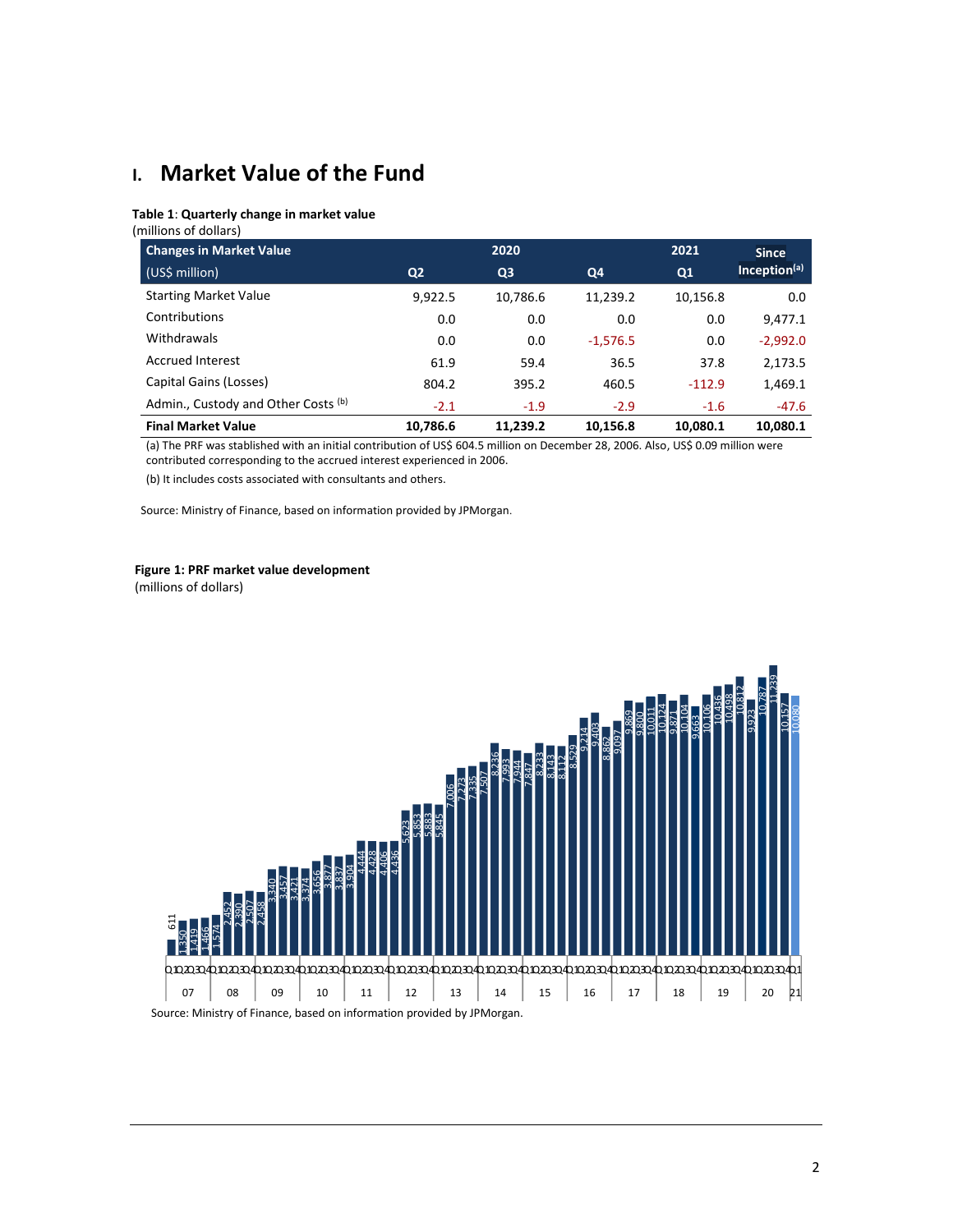# I. Market Value of the Fund

**Table 1**: **Quarterly change in market value**
(millions of dollars)

| Changes in Market Value (US$ million) | 2020 Q2 | Q3 | Q4 | 2021 Q1 | Since Inception[(a)] |
|---|---|---|---|---|---|
| Starting Market Value | 9,922.5 | 10,786.6 | 11,239.2 | 10,156.8 | 0.0 |
| Contributions | 0.0 | 0.0 | 0.0 | 0.0 | 9,477.1 |
| Withdrawals | 0.0 | 0.0 | -1,576.5 | 0.0 | -2,992.0 |
| Accrued Interest | 61.9 | 59.4 | 36.5 | 37.8 | 2,173.5 |
| Capital Gains (Losses) | 804.2 | 395.2 | 460.5 | -112.9 | 1,469.1 |
| Admin., Custody and Other Costs [(b)] | -2.1 | -1.9 | -2.9 | -1.6 | -47.6 |
| **Final Market Value** | **10,786.6** | **11,239.2** | **10,156.8** | **10,080.1** | **10,080.1** |

(a) The PRF was stablished with an initial contribution of US$ 604.5 million on December 28, 2006. Also, US$ 0.09 million were contributed corresponding to the accrued interest experienced in 2006.

(b) It includes costs associated with consultants and others.

Source: Ministry of Finance, based on information provided by JPMorgan.

**Figure 1: PRF market value development**
(millions of dollars)

Source: Ministry of Finance, based on information provided by JPMorgan.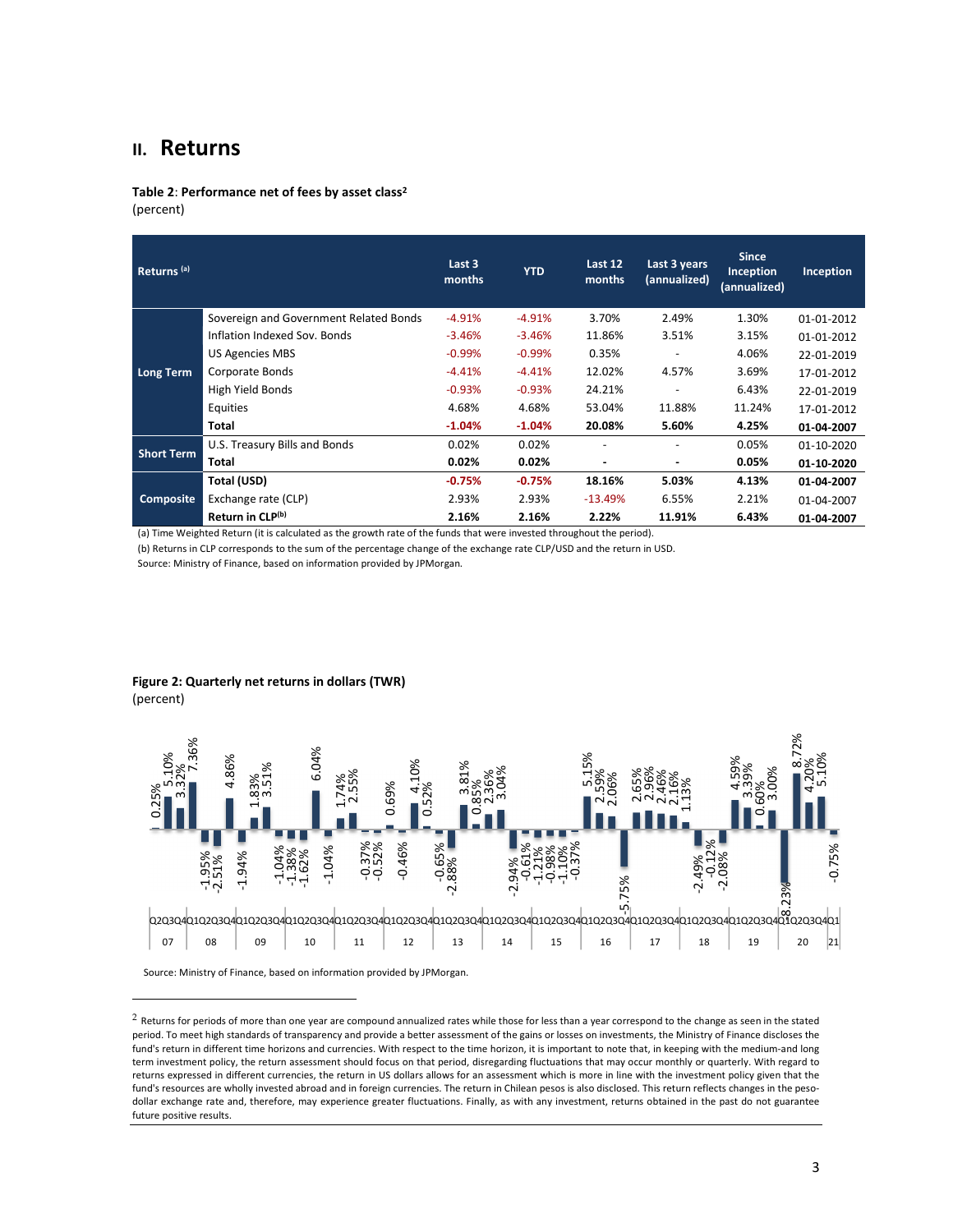## II. Returns

**Table 2**: **Performance net of fees by asset class**[2]
(percent)

| Returns [(a)] | | Last 3 months | YTD | Last 12 months | Last 3 years (annualized) | Since Inception (annualized) | Inception |
|---|---|---|---|---|---|---|---|
| Long Term | Sovereign and Government Related Bonds | -4.91% | -4.91% | 3.70% | 2.49% | 1.30% | 01-01-2012 |
| | Inflation Indexed Sov. Bonds | -3.46% | -3.46% | 11.86% | 3.51% | 3.15% | 01-01-2012 |
| | US Agencies MBS | -0.99% | -0.99% | 0.35% | - | 4.06% | 22-01-2019 |
| | Corporate Bonds | -4.41% | -4.41% | 12.02% | 4.57% | 3.69% | 17-01-2012 |
| | High Yield Bonds | -0.93% | -0.93% | 24.21% | - | 6.43% | 22-01-2019 |
| | Equities | 4.68% | 4.68% | 53.04% | 11.88% | 11.24% | 17-01-2012 |
| | **Total** | **-1.04%** | **-1.04%** | **20.08%** | **5.60%** | **4.25%** | **01-04-2007** |
| Short Term | U.S. Treasury Bills and Bonds | 0.02% | 0.02% | - | - | 0.05% | 01-10-2020 |
| | **Total** | **0.02%** | **0.02%** | **-** | **-** | **0.05%** | **01-10-2020** |
| Composite | **Total (USD)** | **-0.75%** | **-0.75%** | **18.16%** | **5.03%** | **4.13%** | **01-04-2007** |
| | Exchange rate (CLP) | 2.93% | 2.93% | -13.49% | 6.55% | 2.21% | 01-04-2007 |
| | **Return in CLP[(b)]** | **2.16%** | **2.16%** | **2.22%** | **11.91%** | **6.43%** | **01-04-2007** |

(a) Time Weighted Return (it is calculated as the growth rate of the funds that were invested throughout the period).

(b) Returns in CLP corresponds to the sum of the percentage change of the exchange rate CLP/USD and the return in USD.

Source: Ministry of Finance, based on information provided by JPMorgan.

**Figure 2: Quarterly net returns in dollars (TWR)**
(percent)

Source: Ministry of Finance, based on information provided by JPMorgan.

---

[2] Returns for periods of more than one year are compound annualized rates while those for less than a year correspond to the change as seen in the stated period. To meet high standards of transparency and provide a better assessment of the gains or losses on investments, the Ministry of Finance discloses the fund's return in different time horizons and currencies. With respect to the time horizon, it is important to note that, in keeping with the medium-and long term investment policy, the return assessment should focus on that period, disregarding fluctuations that may occur monthly or quarterly. With regard to returns expressed in different currencies, the return in US dollars allows for an assessment which is more in line with the investment policy given that the fund's resources are wholly invested abroad and in foreign currencies. The return in Chilean pesos is also disclosed. This return reflects changes in the peso-dollar exchange rate and, therefore, may experience greater fluctuations. Finally, as with any investment, returns obtained in the past do not guarantee future positive results.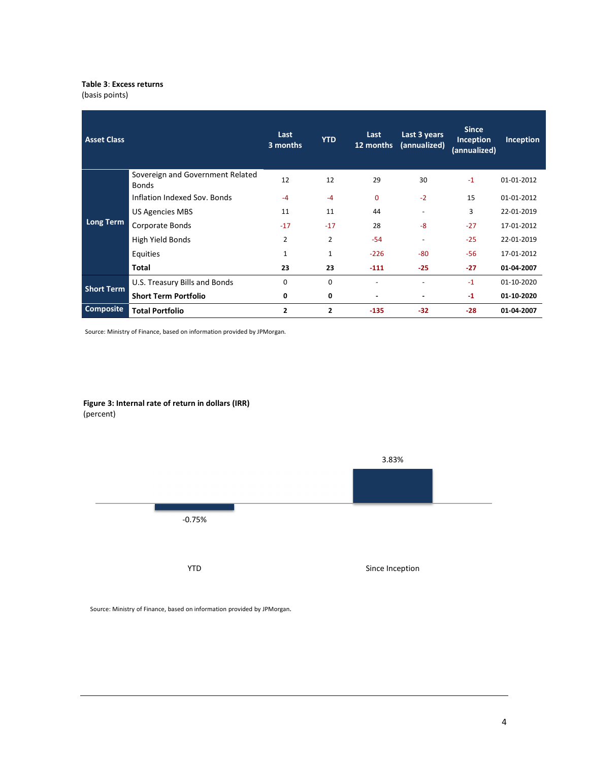**Table 3**: **Excess returns**
(basis points)

| Asset Class | | Last 3 months | YTD | Last 12 months | Last 3 years (annualized) | Since Inception (annualized) | Inception |
|---|---|---|---|---|---|---|---|
| Long Term | Sovereign and Government Related Bonds | 12 | 12 | 29 | 30 | -1 | 01-01-2012 |
| | Inflation Indexed Sov. Bonds | -4 | -4 | 0 | -2 | 15 | 01-01-2012 |
| | US Agencies MBS | 11 | 11 | 44 | - | 3 | 22-01-2019 |
| | Corporate Bonds | -17 | -17 | 28 | -8 | -27 | 17-01-2012 |
| | High Yield Bonds | 2 | 2 | -54 | - | -25 | 22-01-2019 |
| | Equities | 1 | 1 | -226 | -80 | -56 | 17-01-2012 |
| | **Total** | **23** | **23** | **-111** | **-25** | **-27** | **01-04-2007** |
| Short Term | U.S. Treasury Bills and Bonds | 0 | 0 | - | - | -1 | 01-10-2020 |
| | **Short Term Portfolio** | **0** | **0** | **-** | **-** | **-1** | **01-10-2020** |
| Composite | **Total Portfolio** | **2** | **2** | **-135** | **-32** | **-28** | **01-04-2007** |

Source: Ministry of Finance, based on information provided by JPMorgan.

**Figure 3: Internal rate of return in dollars (IRR)**
(percent)

| | YTD | Since Inception |
|---|---|---|
| IRR | -0.75% | 3.83% |

Source: Ministry of Finance, based on information provided by JPMorgan.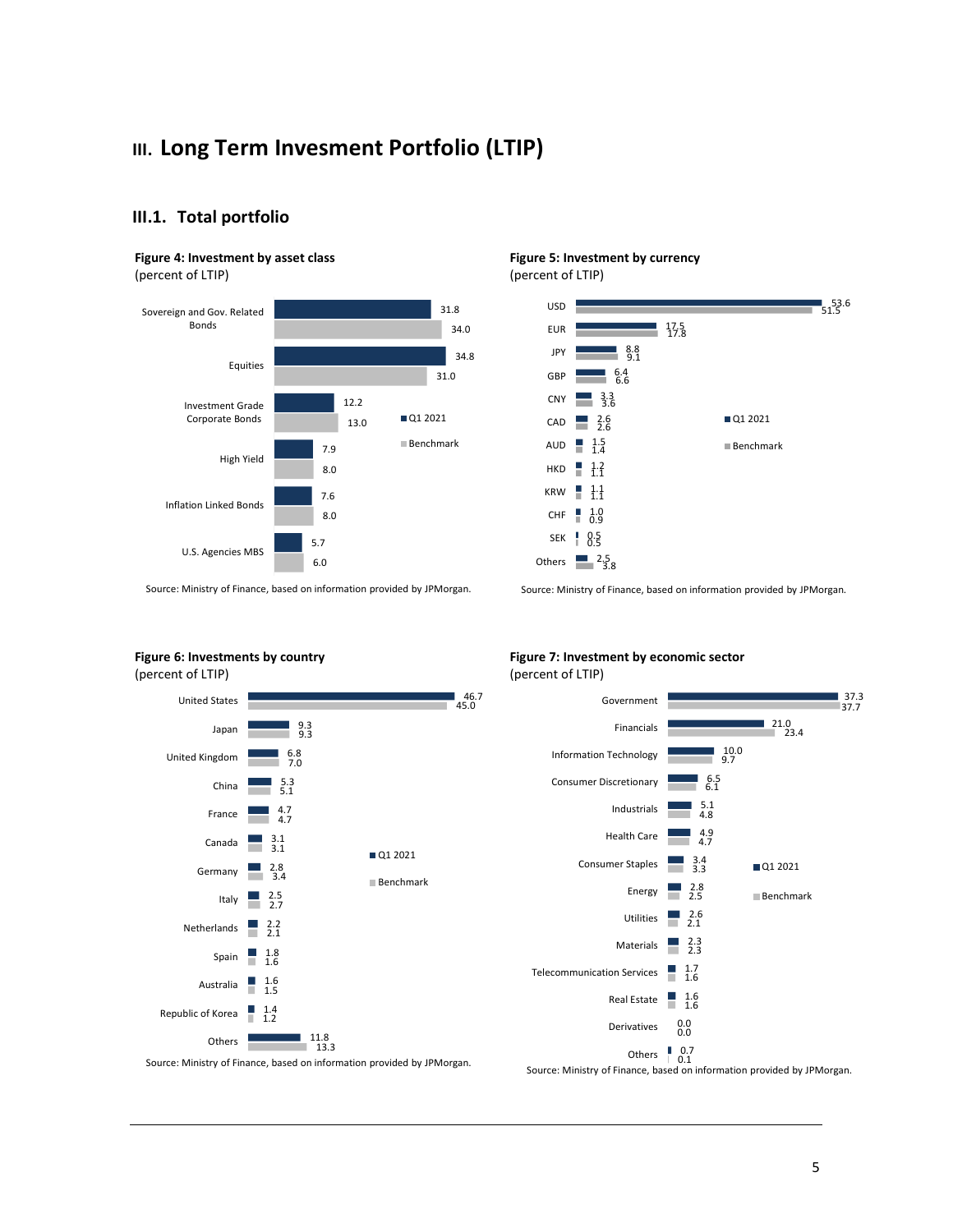# III. Long Term Invesment Portfolio (LTIP)

## III.1. Total portfolio

**Figure 4: Investment by asset class**
(percent of LTIP)

| Asset class | Q1 2021 | Benchmark |
|---|---|---|
| Sovereign and Gov. Related Bonds | 31.8 | 34.0 |
| Equities | 34.8 | 31.0 |
| Investment Grade Corporate Bonds | 12.2 | 13.0 |
| High Yield | 7.9 | 8.0 |
| Inflation Linked Bonds | 7.6 | 8.0 |
| U.S. Agencies MBS | 5.7 | 6.0 |

Source: Ministry of Finance, based on information provided by JPMorgan.

**Figure 5: Investment by currency**
(percent of LTIP)

| Currency | Q1 2021 | Benchmark |
|---|---|---|
| USD | 53.6 | 51.5 |
| EUR | 17.5 | 17.8 |
| JPY | 8.8 | 9.1 |
| GBP | 6.4 | 6.6 |
| CNY | 3.3 | 3.6 |
| CAD | 2.6 | 2.6 |
| AUD | 1.5 | 1.4 |
| HKD | 1.2 | 1.1 |
| KRW | 1.1 | 1.1 |
| CHF | 1.0 | 0.9 |
| SEK | 0.5 | 0.5 |
| Others | 2.5 | 3.8 |

Source: Ministry of Finance, based on information provided by JPMorgan.

**Figure 6: Investments by country**
(percent of LTIP)

| Country | Q1 2021 | Benchmark |
|---|---|---|
| United States | 46.7 | 45.0 |
| Japan | 9.3 | 9.3 |
| United Kingdom | 6.8 | 7.0 |
| China | 5.3 | 5.1 |
| France | 4.7 | 4.7 |
| Canada | 3.1 | 3.1 |
| Germany | 2.8 | 3.4 |
| Italy | 2.5 | 2.7 |
| Netherlands | 2.2 | 2.1 |
| Spain | 1.8 | 1.6 |
| Australia | 1.6 | 1.5 |
| Republic of Korea | 1.4 | 1.2 |
| Others | 11.8 | 13.3 |

Source: Ministry of Finance, based on information provided by JPMorgan.

**Figure 7: Investment by economic sector**
(percent of LTIP)

| Sector | Q1 2021 | Benchmark |
|---|---|---|
| Government | 37.3 | 37.7 |
| Financials | 21.0 | 23.4 |
| Information Technology | 10.0 | 9.7 |
| Consumer Discretionary | 6.5 | 6.1 |
| Industrials | 5.1 | 4.8 |
| Health Care | 4.9 | 4.7 |
| Consumer Staples | 3.4 | 3.3 |
| Energy | 2.8 | 2.5 |
| Utilities | 2.6 | 2.1 |
| Materials | 2.3 | 2.3 |
| Telecommunication Services | 1.7 | 1.6 |
| Real Estate | 1.6 | 1.6 |
| Derivatives | 0.0 | 0.0 |
| Others | 0.7 | 0.1 |

Source: Ministry of Finance, based on information provided by JPMorgan.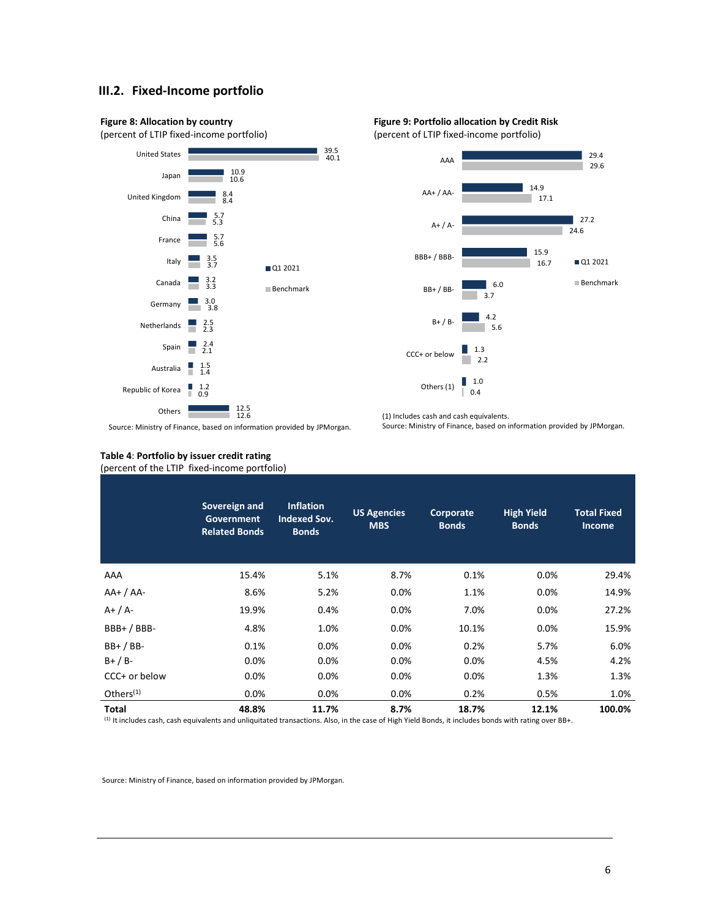## III.2. Fixed-Income portfolio

**Figure 8: Allocation by country**
(percent of LTIP fixed-income portfolio)

| Country | Q1 2021 | Benchmark |
|---|---|---|
| United States | 39.5 | 40.1 |
| Japan | 10.9 | 10.6 |
| United Kingdom | 8.4 | 8.4 |
| China | 5.7 | 5.3 |
| France | 5.7 | 5.6 |
| Italy | 3.5 | 3.7 |
| Canada | 3.2 | 3.3 |
| Germany | 3.0 | 3.8 |
| Netherlands | 2.5 | 2.3 |
| Spain | 2.4 | 2.1 |
| Australia | 1.5 | 1.4 |
| Republic of Korea | 1.2 | 0.9 |
| Others | 12.5 | 12.6 |

Source: Ministry of Finance, based on information provided by JPMorgan.

**Figure 9: Portfolio allocation by Credit Risk**
(percent of LTIP fixed-income portfolio)

| Rating | Q1 2021 | Benchmark |
|---|---|---|
| AAA | 29.4 | 29.6 |
| AA+ / AA- | 14.9 | 17.1 |
| A+ / A- | 27.2 | 24.6 |
| BBB+ / BBB- | 15.9 | 16.7 |
| BB+ / BB- | 6.0 | 3.7 |
| B+ / B- | 4.2 | 5.6 |
| CCC+ or below | 1.3 | 2.2 |
| Others (1) | 1.0 | 0.4 |

(1) Includes cash and cash equivalents.
Source: Ministry of Finance, based on information provided by JPMorgan.

**Table 4**: **Portfolio by issuer credit rating**
(percent of the LTIP fixed-income portfolio)

| | Sovereign and Government Related Bonds | Inflation Indexed Sov. Bonds | US Agencies MBS | Corporate Bonds | High Yield Bonds | Total Fixed Income |
|---|---|---|---|---|---|---|
| AAA | 15.4% | 5.1% | 8.7% | 0.1% | 0.0% | 29.4% |
| AA+ / AA- | 8.6% | 5.2% | 0.0% | 1.1% | 0.0% | 14.9% |
| A+ / A- | 19.9% | 0.4% | 0.0% | 7.0% | 0.0% | 27.2% |
| BBB+ / BBB- | 4.8% | 1.0% | 0.0% | 10.1% | 0.0% | 15.9% |
| BB+ / BB- | 0.1% | 0.0% | 0.0% | 0.2% | 5.7% | 6.0% |
| B+ / B- | 0.0% | 0.0% | 0.0% | 0.0% | 4.5% | 4.2% |
| CCC+ or below | 0.0% | 0.0% | 0.0% | 0.0% | 1.3% | 1.3% |
| Others[1] | 0.0% | 0.0% | 0.0% | 0.2% | 0.5% | 1.0% |
| **Total** | **48.8%** | **11.7%** | **8.7%** | **18.7%** | **12.1%** | **100.0%** |

[1] It includes cash, cash equivalents and unliquitated transactions. Also, in the case of High Yield Bonds, it includes bonds with rating over BB+.

Source: Ministry of Finance, based on information provided by JPMorgan.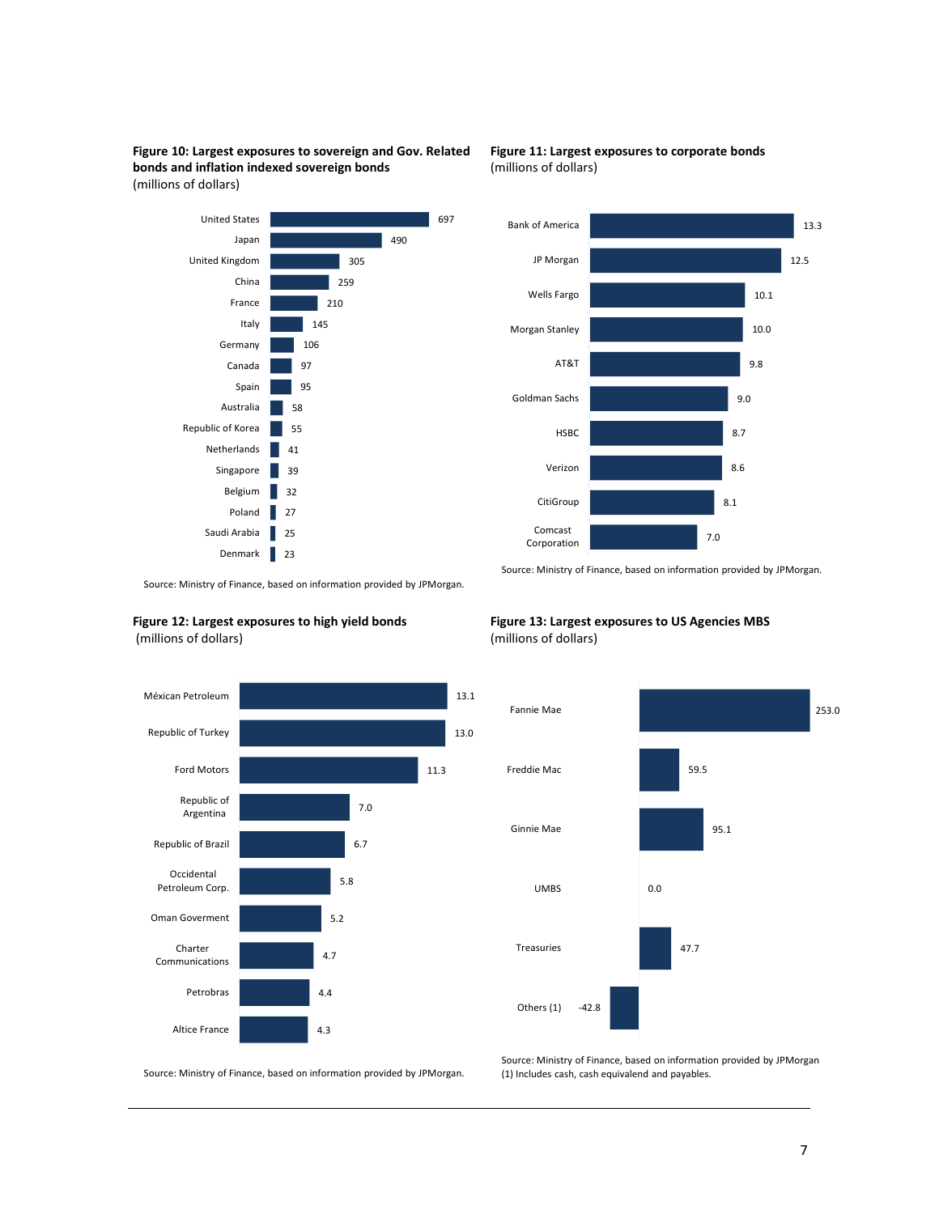**Figure 10: Largest exposures to sovereign and Gov. Related bonds and inflation indexed sovereign bonds**
(millions of dollars)

| Country | Value |
|---|---|
| United States | 697 |
| Japan | 490 |
| United Kingdom | 305 |
| China | 259 |
| France | 210 |
| Italy | 145 |
| Germany | 106 |
| Canada | 97 |
| Spain | 95 |
| Australia | 58 |
| Republic of Korea | 55 |
| Netherlands | 41 |
| Singapore | 39 |
| Belgium | 32 |
| Poland | 27 |
| Saudi Arabia | 25 |
| Denmark | 23 |

Source: Ministry of Finance, based on information provided by JPMorgan.

**Figure 11: Largest exposures to corporate bonds**
(millions of dollars)

| Issuer | Value |
|---|---|
| Bank of America | 13.3 |
| JP Morgan | 12.5 |
| Wells Fargo | 10.1 |
| Morgan Stanley | 10.0 |
| AT&T | 9.8 |
| Goldman Sachs | 9.0 |
| HSBC | 8.7 |
| Verizon | 8.6 |
| CitiGroup | 8.1 |
| Comcast Corporation | 7.0 |

Source: Ministry of Finance, based on information provided by JPMorgan.

**Figure 12: Largest exposures to high yield bonds**
(millions of dollars)

| Issuer | Value |
|---|---|
| México Petroleum | 13.1 |
| Republic of Turkey | 13.0 |
| Ford Motors | 11.3 |
| Republic of Argentina | 7.0 |
| Republic of Brazil | 6.7 |
| Occidental Petroleum Corp. | 5.8 |
| Oman Goverment | 5.2 |
| Charter Communications | 4.7 |
| Petrobras | 4.4 |
| Altice France | 4.3 |

Source: Ministry of Finance, based on information provided by JPMorgan.

**Figure 13: Largest exposures to US Agencies MBS**
(millions of dollars)

| Issuer | Value |
|---|---|
| Fannie Mae | 253.0 |
| Freddie Mac | 59.5 |
| Ginnie Mae | 95.1 |
| UMBS | 0.0 |
| Treasuries | 47.7 |
| Others (1) | -42.8 |

Source: Ministry of Finance, based on information provided by JPMorgan
(1) Includes cash, cash equivalend and payables.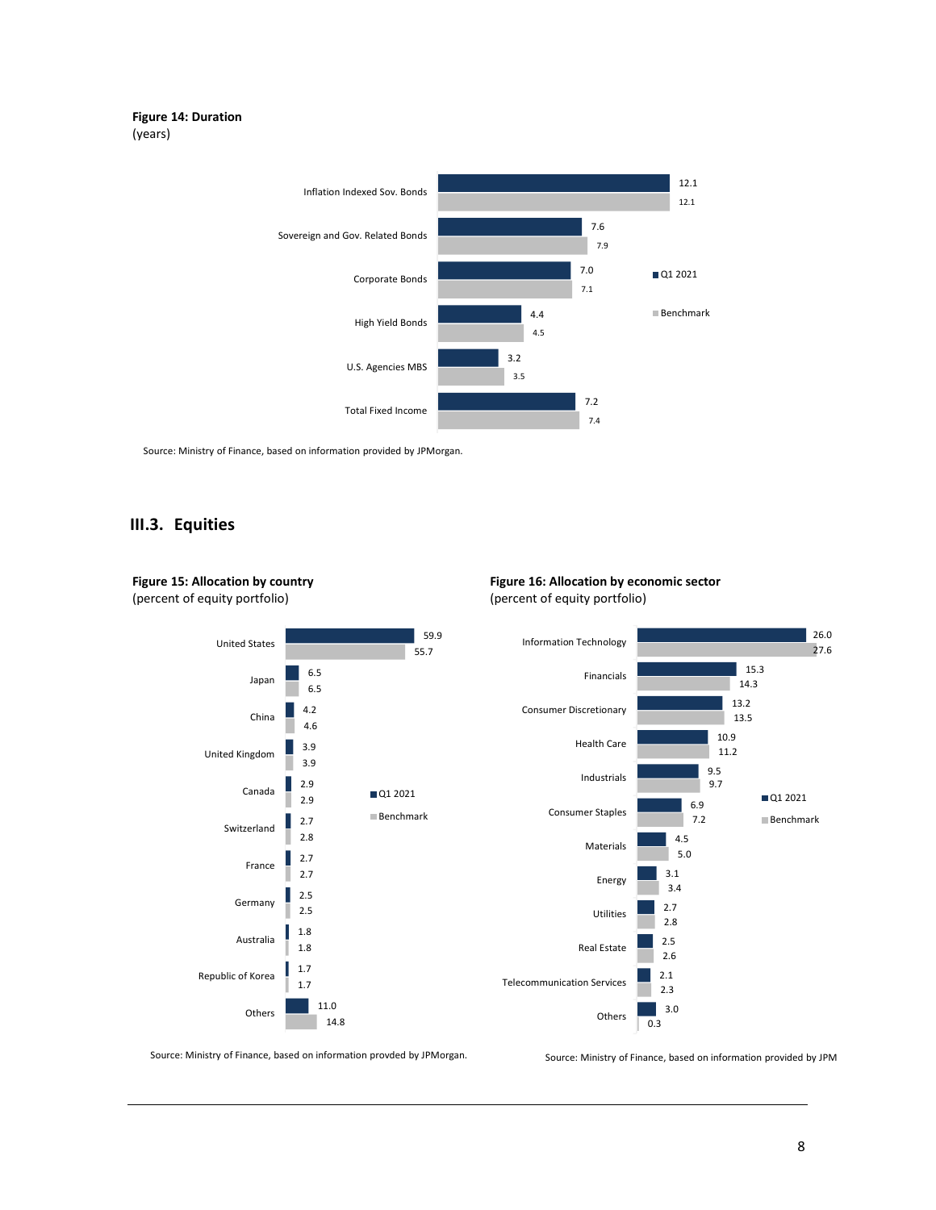**Figure 14: Duration**
(years)

| | Q1 2021 | Benchmark |
|---|---|---|
| Inflation Indexed Sov. Bonds | 12.1 | 12.1 |
| Sovereign and Gov. Related Bonds | 7.6 | 7.9 |
| Corporate Bonds | 7.0 | 7.1 |
| High Yield Bonds | 4.4 | 4.5 |
| U.S. Agencies MBS | 3.2 | 3.5 |
| Total Fixed Income | 7.2 | 7.4 |

Source: Ministry of Finance, based on information provided by JPMorgan.

## III.3. Equities

**Figure 15: Allocation by country**
(percent of equity portfolio)

| | Q1 2021 | Benchmark |
|---|---|---|
| United States | 59.9 | 55.7 |
| Japan | 6.5 | 6.5 |
| China | 4.2 | 4.6 |
| United Kingdom | 3.9 | 3.9 |
| Canada | 2.9 | 2.9 |
| Switzerland | 2.7 | 2.8 |
| France | 2.7 | 2.7 |
| Germany | 2.5 | 2.5 |
| Australia | 1.8 | 1.8 |
| Republic of Korea | 1.7 | 1.7 |
| Others | 11.0 | 14.8 |

Source: Ministry of Finance, based on information provded by JPMorgan.

**Figure 16: Allocation by economic sector**
(percent of equity portfolio)

| | Q1 2021 | Benchmark |
|---|---|---|
| Information Technology | 26.0 | 27.6 |
| Financials | 15.3 | 14.3 |
| Consumer Discretionary | 13.2 | 13.5 |
| Health Care | 10.9 | 11.2 |
| Industrials | 9.5 | 9.7 |
| Consumer Staples | 6.9 | 7.2 |
| Materials | 4.5 | 5.0 |
| Energy | 3.1 | 3.4 |
| Utilities | 2.7 | 2.8 |
| Real Estate | 2.5 | 2.6 |
| Telecommunication Services | 2.1 | 2.3 |
| Others | 3.0 | 0.3 |

Source: Ministry of Finance, based on information provided by JPM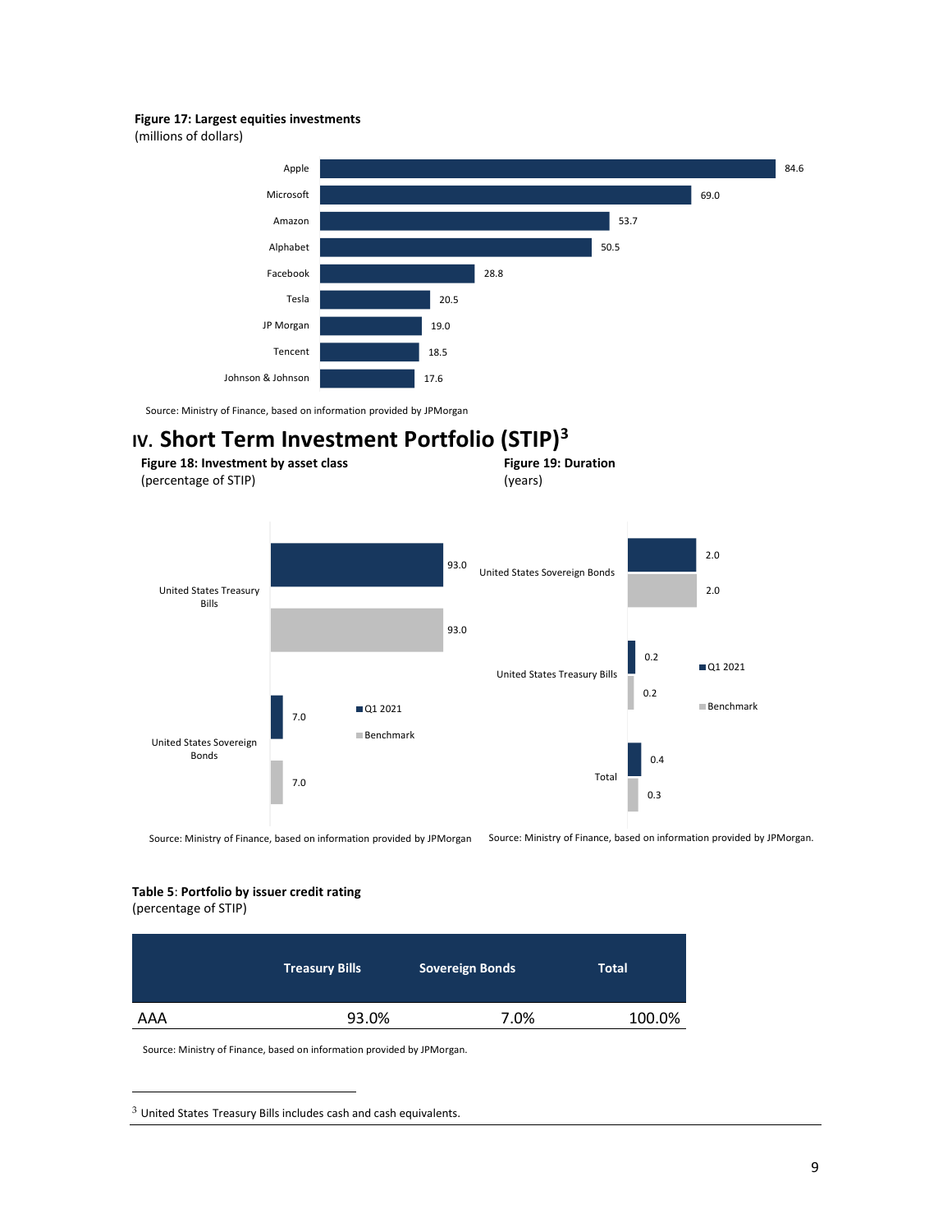**Figure 17: Largest equities investments**
(millions of dollars)

| Company | Value |
|---|---|
| Apple | 84.6 |
| Microsoft | 69.0 |
| Amazon | 53.7 |
| Alphabet | 50.5 |
| Facebook | 28.8 |
| Tesla | 20.5 |
| JP Morgan | 19.0 |
| Tencent | 18.5 |
| Johnson & Johnson | 17.6 |

Source: Ministry of Finance, based on information provided by JPMorgan

## IV. Short Term Investment Portfolio (STIP)[3]

**Figure 18: Investment by asset class**
(percentage of STIP)

| | Q1 2021 | Benchmark |
|---|---|---|
| United States Treasury Bills | 93.0 | 93.0 |
| United States Sovereign Bonds | 7.0 | 7.0 |

Source: Ministry of Finance, based on information provided by JPMorgan

**Figure 19: Duration**
(years)

| | Q1 2021 | Benchmark |
|---|---|---|
| United States Sovereign Bonds | 2.0 | 2.0 |
| United States Treasury Bills | 0.2 | 0.2 |
| Total | 0.4 | 0.3 |

Source: Ministry of Finance, based on information provided by JPMorgan.

**Table 5**: **Portfolio by issuer credit rating**
(percentage of STIP)

| | Treasury Bills | Sovereign Bonds | Total |
|---|---|---|---|
| AAA | 93.0% | 7.0% | 100.0% |

Source: Ministry of Finance, based on information provided by JPMorgan.

[3] United States Treasury Bills includes cash and cash equivalents.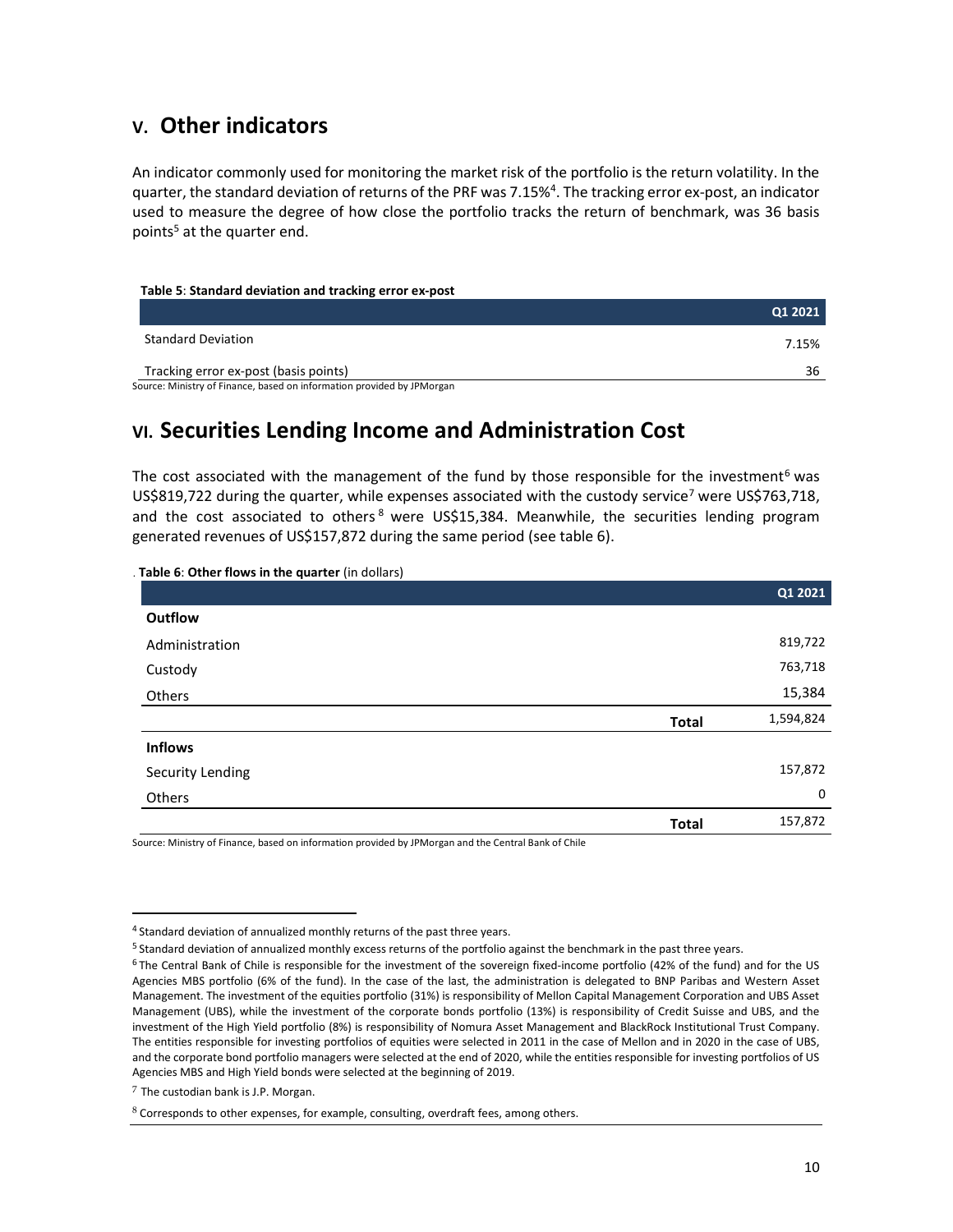## V. Other indicators

An indicator commonly used for monitoring the market risk of the portfolio is the return volatility. In the quarter, the standard deviation of returns of the PRF was 7.15%[4]. The tracking error ex-post, an indicator used to measure the degree of how close the portfolio tracks the return of benchmark, was 36 basis points[5] at the quarter end.

**Table 5**: **Standard deviation and tracking error ex-post**

| | Q1 2021 |
|---|---|
| Standard Deviation | 7.15% |
| Tracking error ex-post (basis points) | 36 |

Source: Ministry of Finance, based on information provided by JPMorgan

## VI. Securities Lending Income and Administration Cost

The cost associated with the management of the fund by those responsible for the investment[6] was US$819,722 during the quarter, while expenses associated with the custody service[7] were US$763,718, and the cost associated to others[8] were US$15,384. Meanwhile, the securities lending program generated revenues of US$157,872 during the same period (see table 6).

**Table 6**: **Other flows in the quarter** (in dollars)

| | | Q1 2021 |
|---|---|---|
| **Outflow** | | |
| Administration | | 819,722 |
| Custody | | 763,718 |
| Others | | 15,384 |
| | **Total** | 1,594,824 |
| **Inflows** | | |
| Security Lending | | 157,872 |
| Others | | 0 |
| | **Total** | 157,872 |

Source: Ministry of Finance, based on information provided by JPMorgan and the Central Bank of Chile

---

[4] Standard deviation of annualized monthly returns of the past three years.

[5] Standard deviation of annualized monthly excess returns of the portfolio against the benchmark in the past three years.

[6] The Central Bank of Chile is responsible for the investment of the sovereign fixed-income portfolio (42% of the fund) and for the US Agencies MBS portfolio (6% of the fund). In the case of the last, the administration is delegated to BNP Paribas and Western Asset Management. The investment of the equities portfolio (31%) is responsibility of Mellon Capital Management Corporation and UBS Asset Management (UBS), while the investment of the corporate bonds portfolio (13%) is responsibility of Credit Suisse and UBS, and the investment of the High Yield portfolio (8%) is responsibility of Nomura Asset Management and BlackRock Institutional Trust Company. The entities responsible for investing portfolios of equities were selected in 2011 in the case of Mellon and in 2020 in the case of UBS, and the corporate bond portfolio managers were selected at the end of 2020, while the entities responsible for investing portfolios of US Agencies MBS and High Yield bonds were selected at the beginning of 2019.

[7] The custodian bank is J.P. Morgan.

[8] Corresponds to other expenses, for example, consulting, overdraft fees, among others.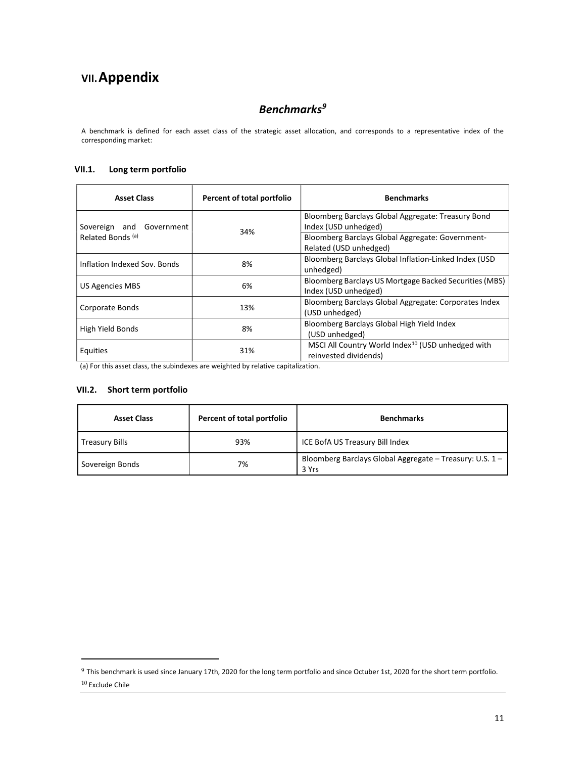# VII. Appendix

## *Benchmarks*[9]

A benchmark is defined for each asset class of the strategic asset allocation, and corresponds to a representative index of the corresponding market:

### VII.1. Long term portfolio

| Asset Class | Percent of total portfolio | Benchmarks |
|---|---|---|
| Sovereign and Government Related Bonds [(a)] | 34% | Bloomberg Barclays Global Aggregate: Treasury Bond Index (USD unhedged) |
| | | Bloomberg Barclays Global Aggregate: Government-Related (USD unhedged) |
| Inflation Indexed Sov. Bonds | 8% | Bloomberg Barclays Global Inflation-Linked Index (USD unhedged) |
| US Agencies MBS | 6% | Bloomberg Barclays US Mortgage Backed Securities (MBS) Index (USD unhedged) |
| Corporate Bonds | 13% | Bloomberg Barclays Global Aggregate: Corporates Index (USD unhedged) |
| High Yield Bonds | 8% | Bloomberg Barclays Global High Yield Index (USD unhedged) |
| Equities | 31% | MSCI All Country World Index[10] (USD unhedged with reinvested dividends) |

(a) For this asset class, the subindexes are weighted by relative capitalization.

### VII.2. Short term portfolio

| Asset Class | Percent of total portfolio | Benchmarks |
|---|---|---|
| Treasury Bills | 93% | ICE BofA US Treasury Bill Index |
| Sovereign Bonds | 7% | Bloomberg Barclays Global Aggregate – Treasury: U.S. 1 – 3 Yrs |

[9] This benchmark is used since January 17th, 2020 for the long term portfolio and since Octuber 1st, 2020 for the short term portfolio.

[10] Exclude Chile